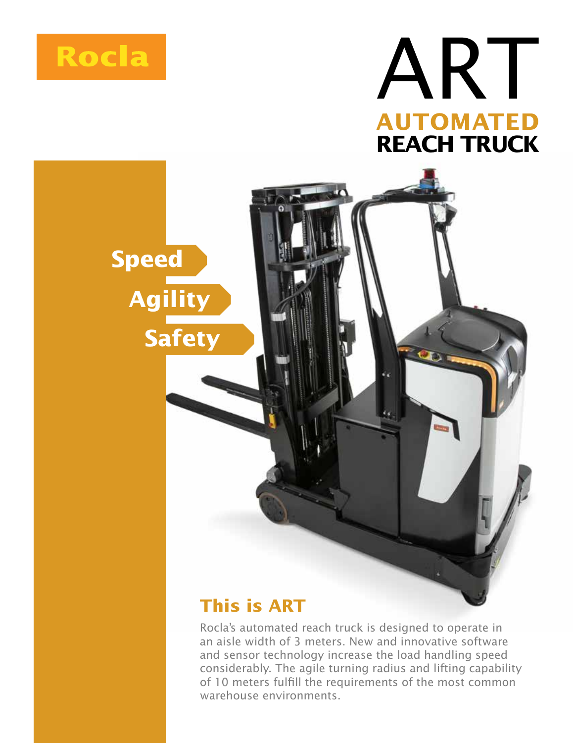Rocla

# ART

## AUTOMATED REACH TRUCK

**Speed**

**Agility**

**Safety**

## This is ART

Rocla's automated reach truck is designed to operate in an aisle width of 3 meters. New and innovative software and sensor technology increase the load handling speed considerably. The agile turning radius and lifting capability of 10 meters fulfill the requirements of the most common warehouse environments.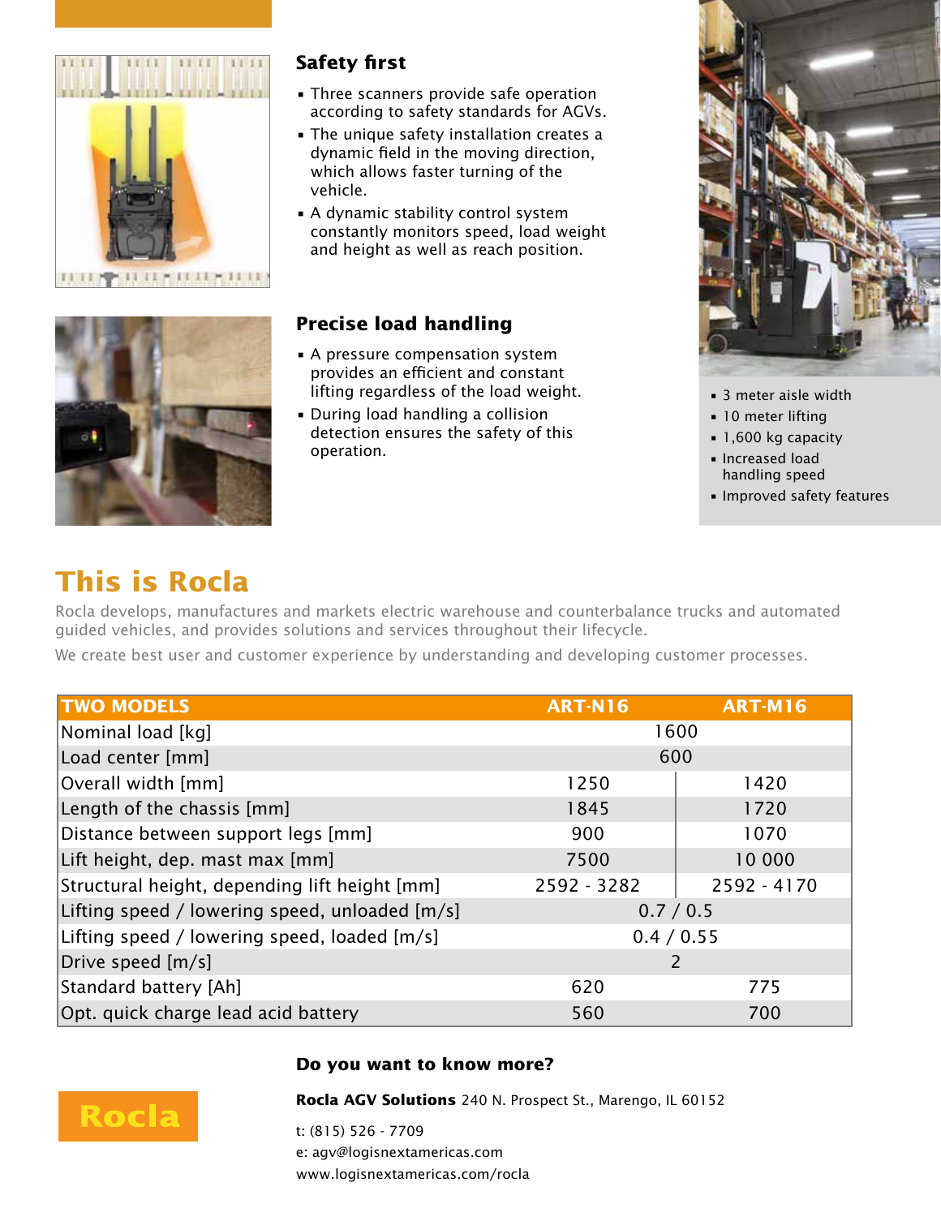## Safety first

- Three scanners provide safe operation according to safety standards for AGVs.
- The unique safety installation creates a dynamic field in the moving direction, which allows faster turning of the vehicle.
- A dynamic stability control system constantly monitors speed, load weight and height as well as reach position.

## Precise load handling

- A pressure compensation system provides an efficient and constant lifting regardless of the load weight.
- During load handling a collision detection ensures the safety of this operation.

- 3 meter aisle width
- 10 meter lifting
- 1,600 kg capacity
- Increased load handling speed
- Improved safety features

# This is Rocla

Rocla develops, manufactures and markets electric warehouse and counterbalance trucks and automated guided vehicles, and provides solutions and services throughout their lifecycle.

We create best user and customer experience by understanding and developing customer processes.

| TWO MODELS | ART-N16 | ART-M16 |
|---|---|---|
| Nominal load [kg] | 1600 | |
| Load center [mm] | 600 | |
| Overall width [mm] | 1250 | 1420 |
| Length of the chassis [mm] | 1845 | 1720 |
| Distance between support legs [mm] | 900 | 1070 |
| Lift height, dep. mast max [mm] | 7500 | 10 000 |
| Structural height, depending lift height [mm] | 2592 - 3282 | 2592 - 4170 |
| Lifting speed / lowering speed, unloaded [m/s] | 0.7 / 0.5 | |
| Lifting speed / lowering speed, loaded [m/s] | 0.4 / 0.55 | |
| Drive speed [m/s] | 2 | |
| Standard battery [Ah] | 620 | 775 |
| Opt. quick charge lead acid battery | 560 | 700 |

Rocla

### Do you want to know more?

**Rocla AGV Solutions** 240 N. Prospect St., Marengo, IL 60152

t: (815) 526 - 7709
e: agv@logisnextamericas.com
www.logisnextamericas.com/rocla